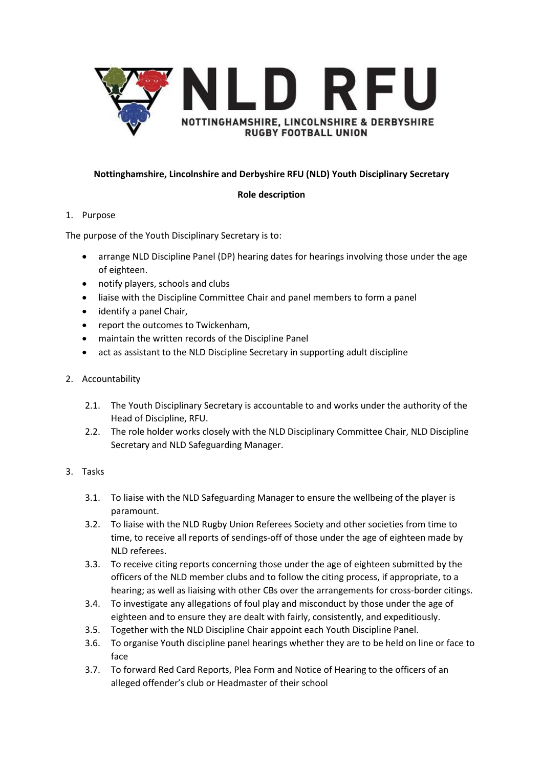NLD RFU

NOTTINGHAMSHIRE, LINCOLNSHIRE & DERBYSHIRE RUGBY FOOTBALL UNION

**Nottinghamshire, Lincolnshire and Derbyshire RFU (NLD) Youth Disciplinary Secretary**

**Role description**

1. Purpose

The purpose of the Youth Disciplinary Secretary is to:

- arrange NLD Discipline Panel (DP) hearing dates for hearings involving those under the age of eighteen.
- notify players, schools and clubs
- liaise with the Discipline Committee Chair and panel members to form a panel
- identify a panel Chair,
- report the outcomes to Twickenham,
- maintain the written records of the Discipline Panel
- act as assistant to the NLD Discipline Secretary in supporting adult discipline

2. Accountability

   2.1. The Youth Disciplinary Secretary is accountable to and works under the authority of the Head of Discipline, RFU.

   2.2. The role holder works closely with the NLD Disciplinary Committee Chair, NLD Discipline Secretary and NLD Safeguarding Manager.

3. Tasks

   3.1. To liaise with the NLD Safeguarding Manager to ensure the wellbeing of the player is paramount.

   3.2. To liaise with the NLD Rugby Union Referees Society and other societies from time to time, to receive all reports of sendings-off of those under the age of eighteen made by NLD referees.

   3.3. To receive citing reports concerning those under the age of eighteen submitted by the officers of the NLD member clubs and to follow the citing process, if appropriate, to a hearing; as well as liaising with other CBs over the arrangements for cross-border citings.

   3.4. To investigate any allegations of foul play and misconduct by those under the age of eighteen and to ensure they are dealt with fairly, consistently, and expeditiously.

   3.5. Together with the NLD Discipline Chair appoint each Youth Discipline Panel.

   3.6. To organise Youth discipline panel hearings whether they are to be held on line or face to face

   3.7. To forward Red Card Reports, Plea Form and Notice of Hearing to the officers of an alleged offender's club or Headmaster of their school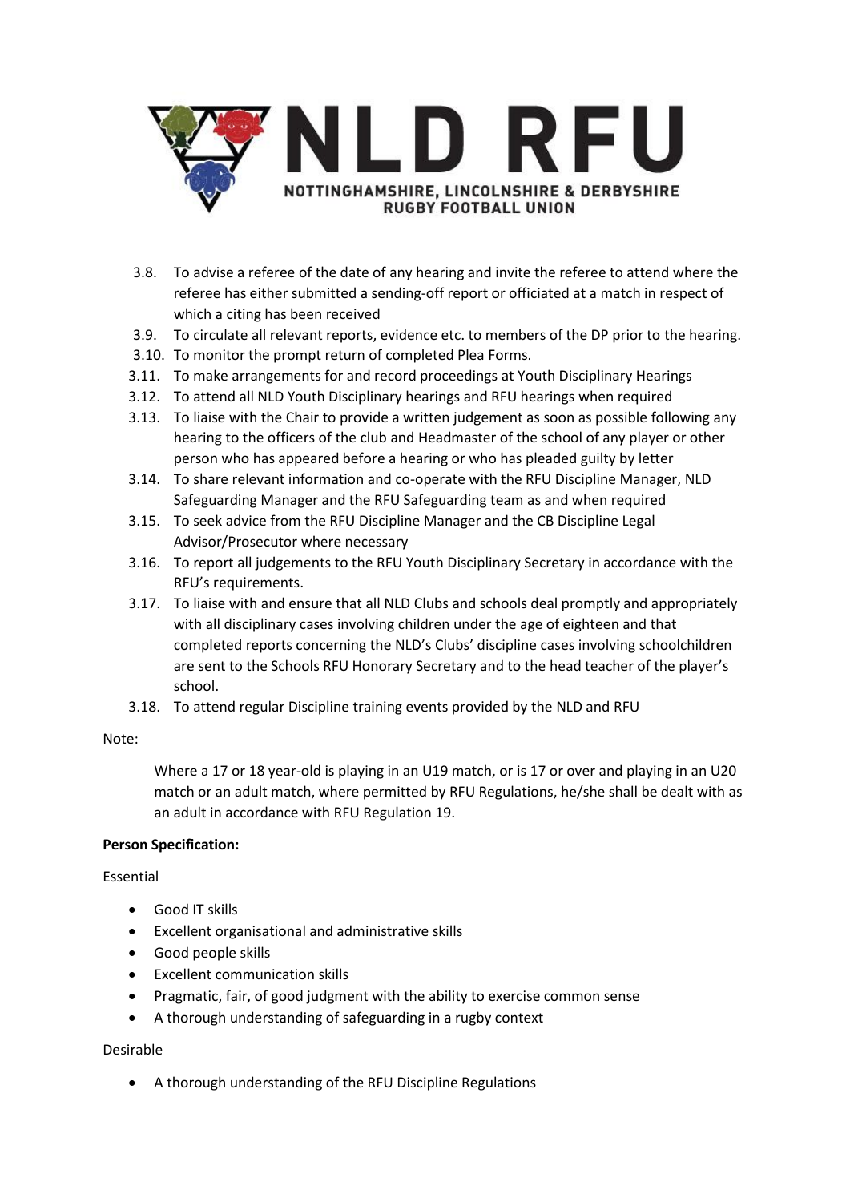3.8. To advise a referee of the date of any hearing and invite the referee to attend where the referee has either submitted a sending-off report or officiated at a match in respect of which a citing has been received

3.9. To circulate all relevant reports, evidence etc. to members of the DP prior to the hearing.

3.10. To monitor the prompt return of completed Plea Forms.

3.11. To make arrangements for and record proceedings at Youth Disciplinary Hearings

3.12. To attend all NLD Youth Disciplinary hearings and RFU hearings when required

3.13. To liaise with the Chair to provide a written judgement as soon as possible following any hearing to the officers of the club and Headmaster of the school of any player or other person who has appeared before a hearing or who has pleaded guilty by letter

3.14. To share relevant information and co-operate with the RFU Discipline Manager, NLD Safeguarding Manager and the RFU Safeguarding team as and when required

3.15. To seek advice from the RFU Discipline Manager and the CB Discipline Legal Advisor/Prosecutor where necessary

3.16. To report all judgements to the RFU Youth Disciplinary Secretary in accordance with the RFU's requirements.

3.17. To liaise with and ensure that all NLD Clubs and schools deal promptly and appropriately with all disciplinary cases involving children under the age of eighteen and that completed reports concerning the NLD's Clubs' discipline cases involving schoolchildren are sent to the Schools RFU Honorary Secretary and to the head teacher of the player's school.

3.18. To attend regular Discipline training events provided by the NLD and RFU

Note:

Where a 17 or 18 year-old is playing in an U19 match, or is 17 or over and playing in an U20 match or an adult match, where permitted by RFU Regulations, he/she shall be dealt with as an adult in accordance with RFU Regulation 19.

**Person Specification:**

Essential

- Good IT skills
- Excellent organisational and administrative skills
- Good people skills
- Excellent communication skills
- Pragmatic, fair, of good judgment with the ability to exercise common sense
- A thorough understanding of safeguarding in a rugby context

Desirable

- A thorough understanding of the RFU Discipline Regulations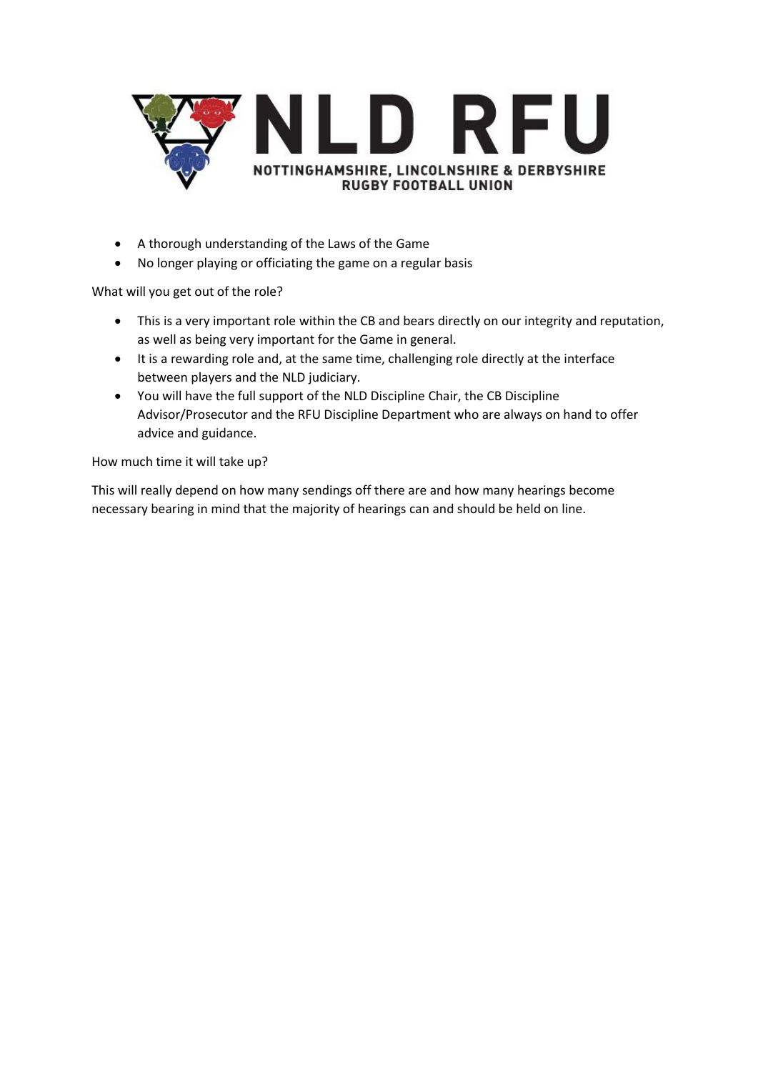- A thorough understanding of the Laws of the Game
- No longer playing or officiating the game on a regular basis

What will you get out of the role?

- This is a very important role within the CB and bears directly on our integrity and reputation, as well as being very important for the Game in general.
- It is a rewarding role and, at the same time, challenging role directly at the interface between players and the NLD judiciary.
- You will have the full support of the NLD Discipline Chair, the CB Discipline Advisor/Prosecutor and the RFU Discipline Department who are always on hand to offer advice and guidance.

How much time it will take up?

This will really depend on how many sendings off there are and how many hearings become necessary bearing in mind that the majority of hearings can and should be held on line.